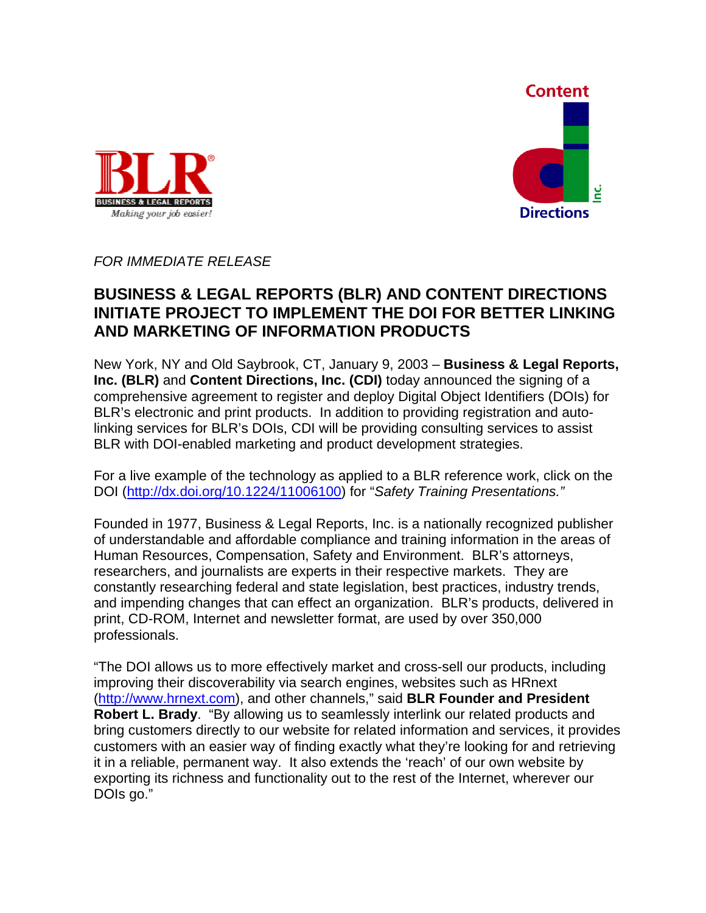*FOR IMMEDIATE RELEASE*

# BUSINESS & LEGAL REPORTS (BLR) AND CONTENT DIRECTIONS INITIATE PROJECT TO IMPLEMENT THE DOI FOR BETTER LINKING AND MARKETING OF INFORMATION PRODUCTS

New York, NY and Old Saybrook, CT, January 9, 2003 – **Business & Legal Reports, Inc. (BLR)** and **Content Directions, Inc. (CDI)** today announced the signing of a comprehensive agreement to register and deploy Digital Object Identifiers (DOIs) for BLR's electronic and print products. In addition to providing registration and auto-linking services for BLR's DOIs, CDI will be providing consulting services to assist BLR with DOI-enabled marketing and product development strategies.

For a live example of the technology as applied to a BLR reference work, click on the DOI (http://dx.doi.org/10.1224/11006100) for "*Safety Training Presentations.*"

Founded in 1977, Business & Legal Reports, Inc. is a nationally recognized publisher of understandable and affordable compliance and training information in the areas of Human Resources, Compensation, Safety and Environment. BLR's attorneys, researchers, and journalists are experts in their respective markets. They are constantly researching federal and state legislation, best practices, industry trends, and impending changes that can effect an organization. BLR's products, delivered in print, CD-ROM, Internet and newsletter format, are used by over 350,000 professionals.

"The DOI allows us to more effectively market and cross-sell our products, including improving their discoverability via search engines, websites such as HRnext (http://www.hrnext.com), and other channels," said **BLR Founder and President Robert L. Brady**. "By allowing us to seamlessly interlink our related products and bring customers directly to our website for related information and services, it provides customers with an easier way of finding exactly what they're looking for and retrieving it in a reliable, permanent way. It also extends the 'reach' of our own website by exporting its richness and functionality out to the rest of the Internet, wherever our DOIs go."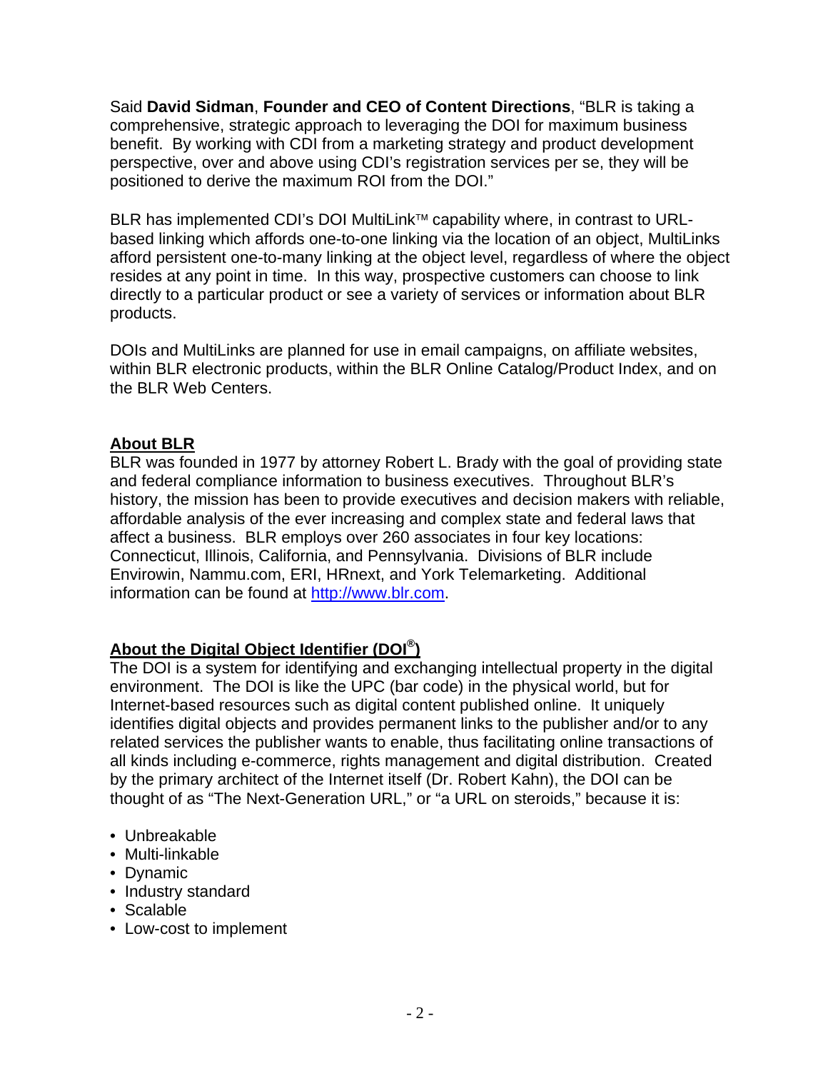Said **David Sidman**, **Founder and CEO of Content Directions**, "BLR is taking a comprehensive, strategic approach to leveraging the DOI for maximum business benefit. By working with CDI from a marketing strategy and product development perspective, over and above using CDI's registration services per se, they will be positioned to derive the maximum ROI from the DOI."

BLR has implemented CDI's DOI MultiLink™ capability where, in contrast to URL-based linking which affords one-to-one linking via the location of an object, MultiLinks afford persistent one-to-many linking at the object level, regardless of where the object resides at any point in time. In this way, prospective customers can choose to link directly to a particular product or see a variety of services or information about BLR products.

DOIs and MultiLinks are planned for use in email campaigns, on affiliate websites, within BLR electronic products, within the BLR Online Catalog/Product Index, and on the BLR Web Centers.

## About BLR

BLR was founded in 1977 by attorney Robert L. Brady with the goal of providing state and federal compliance information to business executives. Throughout BLR's history, the mission has been to provide executives and decision makers with reliable, affordable analysis of the ever increasing and complex state and federal laws that affect a business. BLR employs over 260 associates in four key locations: Connecticut, Illinois, California, and Pennsylvania. Divisions of BLR include Envirowin, Nammu.com, ERI, HRnext, and York Telemarketing. Additional information can be found at http://www.blr.com.

## About the Digital Object Identifier (DOI®)

The DOI is a system for identifying and exchanging intellectual property in the digital environment. The DOI is like the UPC (bar code) in the physical world, but for Internet-based resources such as digital content published online. It uniquely identifies digital objects and provides permanent links to the publisher and/or to any related services the publisher wants to enable, thus facilitating online transactions of all kinds including e-commerce, rights management and digital distribution. Created by the primary architect of the Internet itself (Dr. Robert Kahn), the DOI can be thought of as "The Next-Generation URL," or "a URL on steroids," because it is:

- Unbreakable
- Multi-linkable
- Dynamic
- Industry standard
- Scalable
- Low-cost to implement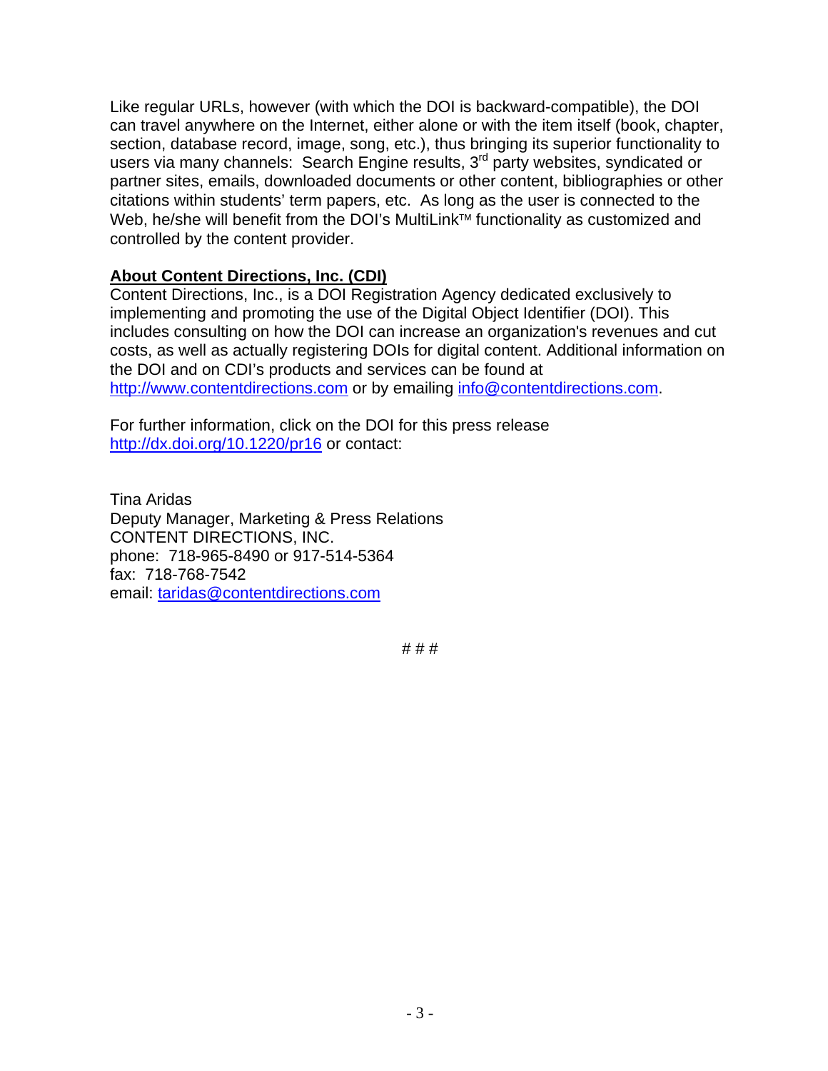Like regular URLs, however (with which the DOI is backward-compatible), the DOI can travel anywhere on the Internet, either alone or with the item itself (book, chapter, section, database record, image, song, etc.), thus bringing its superior functionality to users via many channels: Search Engine results, 3rd party websites, syndicated or partner sites, emails, downloaded documents or other content, bibliographies or other citations within students' term papers, etc. As long as the user is connected to the Web, he/she will benefit from the DOI's MultiLink™ functionality as customized and controlled by the content provider.

**About Content Directions, Inc. (CDI)**

Content Directions, Inc., is a DOI Registration Agency dedicated exclusively to implementing and promoting the use of the Digital Object Identifier (DOI). This includes consulting on how the DOI can increase an organization's revenues and cut costs, as well as actually registering DOIs for digital content. Additional information on the DOI and on CDI's products and services can be found at http://www.contentdirections.com or by emailing info@contentdirections.com.

For further information, click on the DOI for this press release http://dx.doi.org/10.1220/pr16 or contact:

Tina Aridas
Deputy Manager, Marketing & Press Relations
CONTENT DIRECTIONS, INC.
phone: 718-965-8490 or 917-514-5364
fax: 718-768-7542
email: taridas@contentdirections.com

# # #